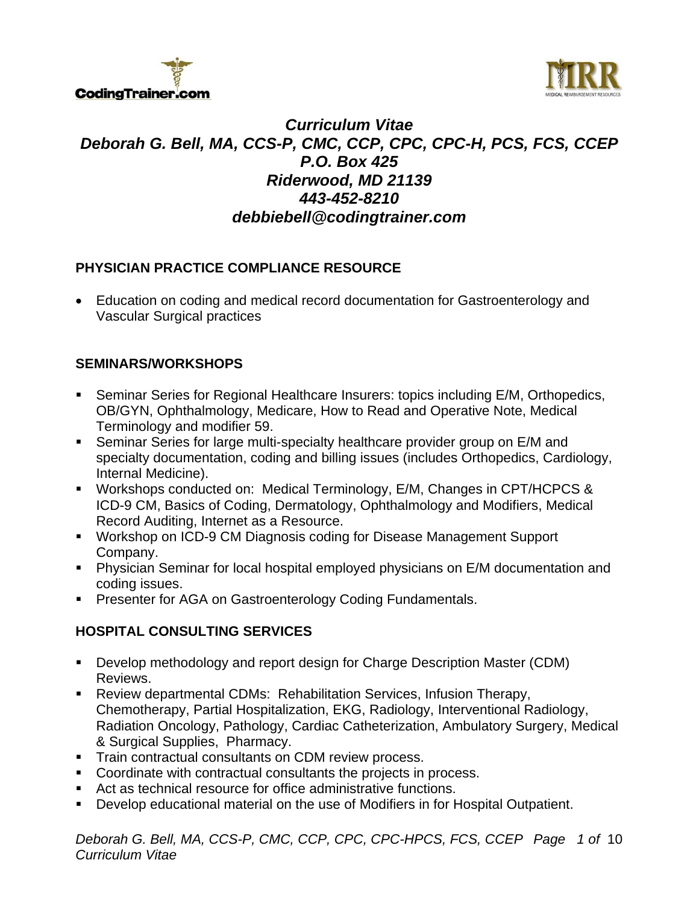*Curriculum Vitae*
*Deborah G. Bell, MA, CCS-P, CMC, CCP, CPC, CPC-H, PCS, FCS, CCEP*
*P.O. Box 425*
*Riderwood, MD 21139*
*443-452-8210*
*debbiebell@codingtrainer.com*

## PHYSICIAN PRACTICE COMPLIANCE RESOURCE

- Education on coding and medical record documentation for Gastroenterology and Vascular Surgical practices

## SEMINARS/WORKSHOPS

- Seminar Series for Regional Healthcare Insurers: topics including E/M, Orthopedics, OB/GYN, Ophthalmology, Medicare, How to Read and Operative Note, Medical Terminology and modifier 59.
- Seminar Series for large multi-specialty healthcare provider group on E/M and specialty documentation, coding and billing issues (includes Orthopedics, Cardiology, Internal Medicine).
- Workshops conducted on: Medical Terminology, E/M, Changes in CPT/HCPCS & ICD-9 CM, Basics of Coding, Dermatology, Ophthalmology and Modifiers, Medical Record Auditing, Internet as a Resource.
- Workshop on ICD-9 CM Diagnosis coding for Disease Management Support Company.
- Physician Seminar for local hospital employed physicians on E/M documentation and coding issues.
- Presenter for AGA on Gastroenterology Coding Fundamentals.

## HOSPITAL CONSULTING SERVICES

- Develop methodology and report design for Charge Description Master (CDM) Reviews.
- Review departmental CDMs: Rehabilitation Services, Infusion Therapy, Chemotherapy, Partial Hospitalization, EKG, Radiology, Interventional Radiology, Radiation Oncology, Pathology, Cardiac Catheterization, Ambulatory Surgery, Medical & Surgical Supplies, Pharmacy.
- Train contractual consultants on CDM review process.
- Coordinate with contractual consultants the projects in process.
- Act as technical resource for office administrative functions.
- Develop educational material on the use of Modifiers in for Hospital Outpatient.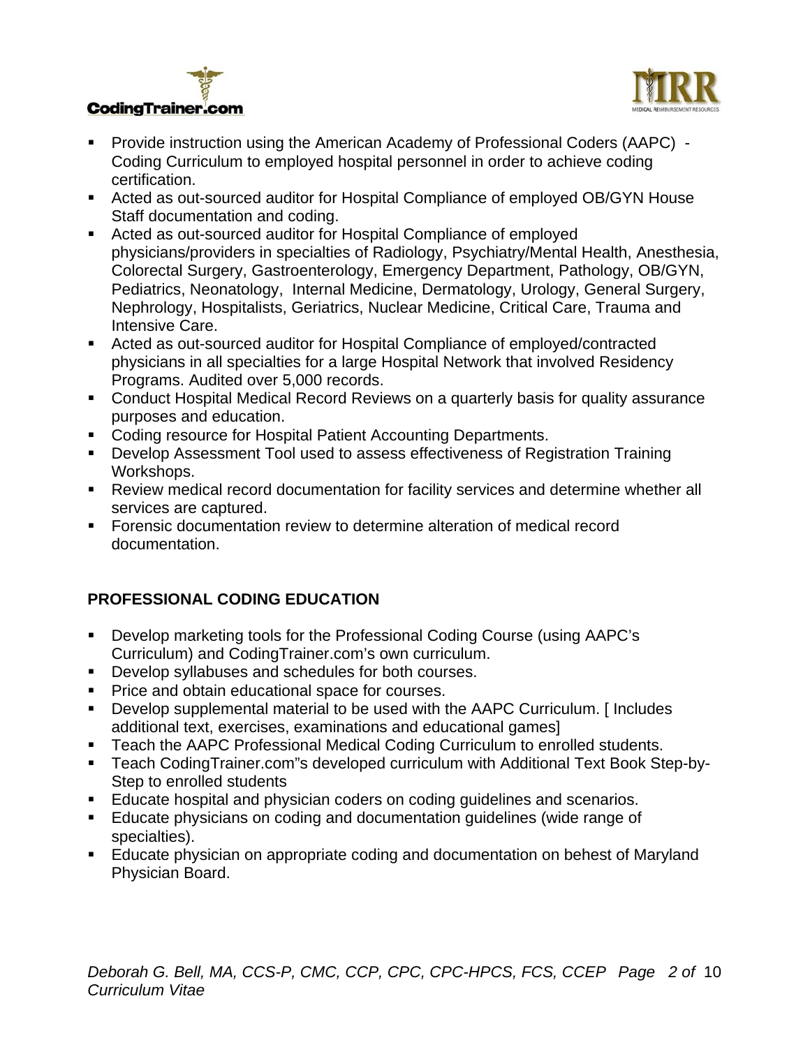- Provide instruction using the American Academy of Professional Coders (AAPC) - Coding Curriculum to employed hospital personnel in order to achieve coding certification.
- Acted as out-sourced auditor for Hospital Compliance of employed OB/GYN House Staff documentation and coding.
- Acted as out-sourced auditor for Hospital Compliance of employed physicians/providers in specialties of Radiology, Psychiatry/Mental Health, Anesthesia, Colorectal Surgery, Gastroenterology, Emergency Department, Pathology, OB/GYN, Pediatrics, Neonatology, Internal Medicine, Dermatology, Urology, General Surgery, Nephrology, Hospitalists, Geriatrics, Nuclear Medicine, Critical Care, Trauma and Intensive Care.
- Acted as out-sourced auditor for Hospital Compliance of employed/contracted physicians in all specialties for a large Hospital Network that involved Residency Programs. Audited over 5,000 records.
- Conduct Hospital Medical Record Reviews on a quarterly basis for quality assurance purposes and education.
- Coding resource for Hospital Patient Accounting Departments.
- Develop Assessment Tool used to assess effectiveness of Registration Training Workshops.
- Review medical record documentation for facility services and determine whether all services are captured.
- Forensic documentation review to determine alteration of medical record documentation.

## PROFESSIONAL CODING EDUCATION

- Develop marketing tools for the Professional Coding Course (using AAPC's Curriculum) and CodingTrainer.com's own curriculum.
- Develop syllabuses and schedules for both courses.
- Price and obtain educational space for courses.
- Develop supplemental material to be used with the AAPC Curriculum. [ Includes additional text, exercises, examinations and educational games]
- Teach the AAPC Professional Medical Coding Curriculum to enrolled students.
- Teach CodingTrainer.com"s developed curriculum with Additional Text Book Step-by-Step to enrolled students
- Educate hospital and physician coders on coding guidelines and scenarios.
- Educate physicians on coding and documentation guidelines (wide range of specialties).
- Educate physician on appropriate coding and documentation on behest of Maryland Physician Board.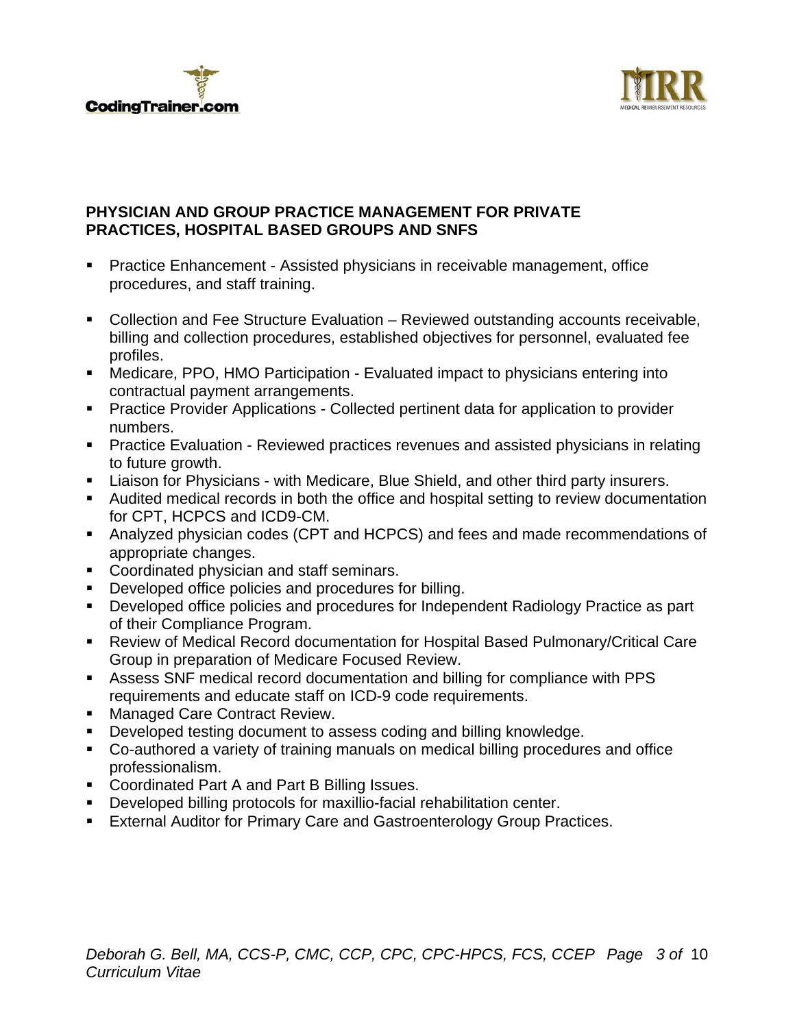**PHYSICIAN AND GROUP PRACTICE MANAGEMENT FOR PRIVATE PRACTICES, HOSPITAL BASED GROUPS AND SNFS**

- Practice Enhancement - Assisted physicians in receivable management, office procedures, and staff training.
- Collection and Fee Structure Evaluation – Reviewed outstanding accounts receivable, billing and collection procedures, established objectives for personnel, evaluated fee profiles.
- Medicare, PPO, HMO Participation - Evaluated impact to physicians entering into contractual payment arrangements.
- Practice Provider Applications - Collected pertinent data for application to provider numbers.
- Practice Evaluation - Reviewed practices revenues and assisted physicians in relating to future growth.
- Liaison for Physicians - with Medicare, Blue Shield, and other third party insurers.
- Audited medical records in both the office and hospital setting to review documentation for CPT, HCPCS and ICD9-CM.
- Analyzed physician codes (CPT and HCPCS) and fees and made recommendations of appropriate changes.
- Coordinated physician and staff seminars.
- Developed office policies and procedures for billing.
- Developed office policies and procedures for Independent Radiology Practice as part of their Compliance Program.
- Review of Medical Record documentation for Hospital Based Pulmonary/Critical Care Group in preparation of Medicare Focused Review.
- Assess SNF medical record documentation and billing for compliance with PPS requirements and educate staff on ICD-9 code requirements.
- Managed Care Contract Review.
- Developed testing document to assess coding and billing knowledge.
- Co-authored a variety of training manuals on medical billing procedures and office professionalism.
- Coordinated Part A and Part B Billing Issues.
- Developed billing protocols for maxillio-facial rehabilitation center.
- External Auditor for Primary Care and Gastroenterology Group Practices.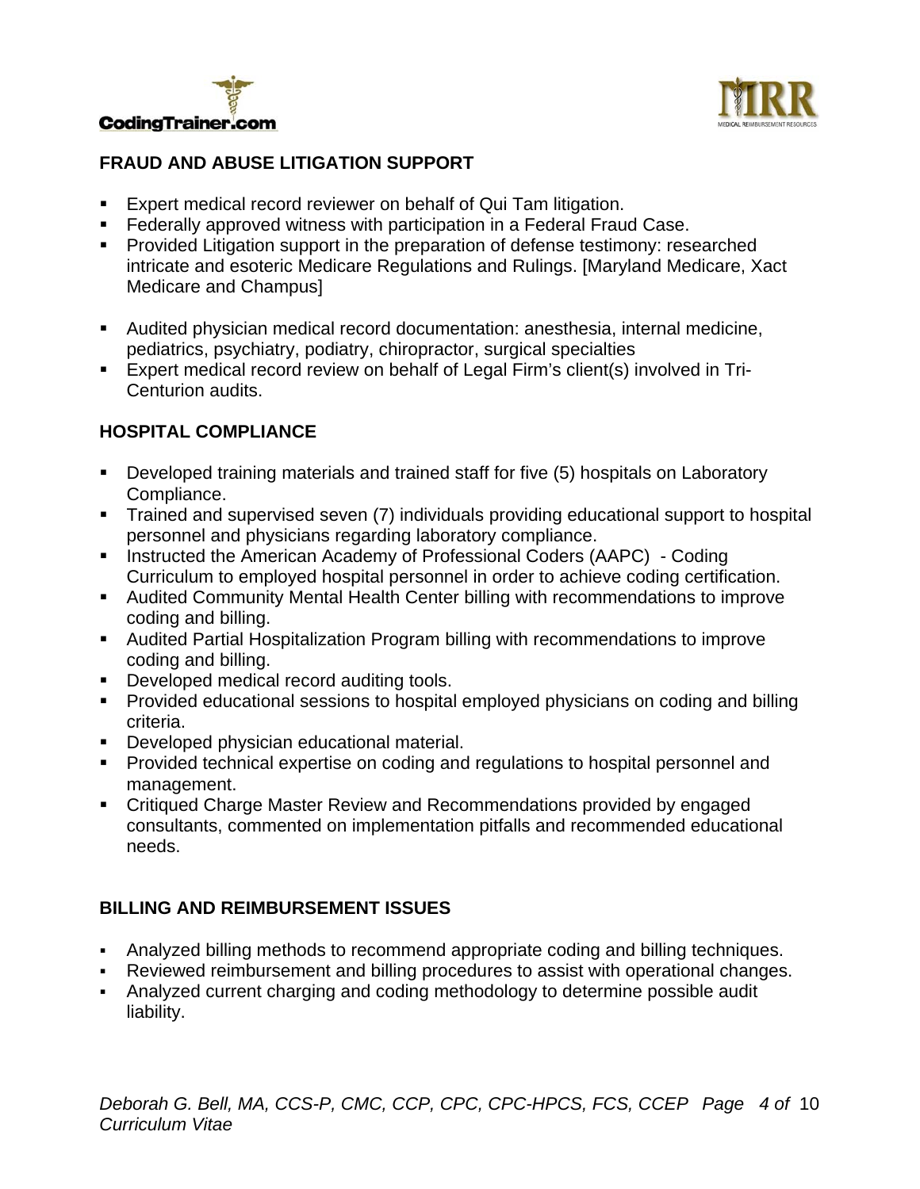## FRAUD AND ABUSE LITIGATION SUPPORT

- Expert medical record reviewer on behalf of Qui Tam litigation.
- Federally approved witness with participation in a Federal Fraud Case.
- Provided Litigation support in the preparation of defense testimony: researched intricate and esoteric Medicare Regulations and Rulings. [Maryland Medicare, Xact Medicare and Champus]

- Audited physician medical record documentation: anesthesia, internal medicine, pediatrics, psychiatry, podiatry, chiropractor, surgical specialties
- Expert medical record review on behalf of Legal Firm's client(s) involved in Tri-Centurion audits.

## HOSPITAL COMPLIANCE

- Developed training materials and trained staff for five (5) hospitals on Laboratory Compliance.
- Trained and supervised seven (7) individuals providing educational support to hospital personnel and physicians regarding laboratory compliance.
- Instructed the American Academy of Professional Coders (AAPC) - Coding Curriculum to employed hospital personnel in order to achieve coding certification.
- Audited Community Mental Health Center billing with recommendations to improve coding and billing.
- Audited Partial Hospitalization Program billing with recommendations to improve coding and billing.
- Developed medical record auditing tools.
- Provided educational sessions to hospital employed physicians on coding and billing criteria.
- Developed physician educational material.
- Provided technical expertise on coding and regulations to hospital personnel and management.
- Critiqued Charge Master Review and Recommendations provided by engaged consultants, commented on implementation pitfalls and recommended educational needs.

## BILLING AND REIMBURSEMENT ISSUES

- Analyzed billing methods to recommend appropriate coding and billing techniques.
- Reviewed reimbursement and billing procedures to assist with operational changes.
- Analyzed current charging and coding methodology to determine possible audit liability.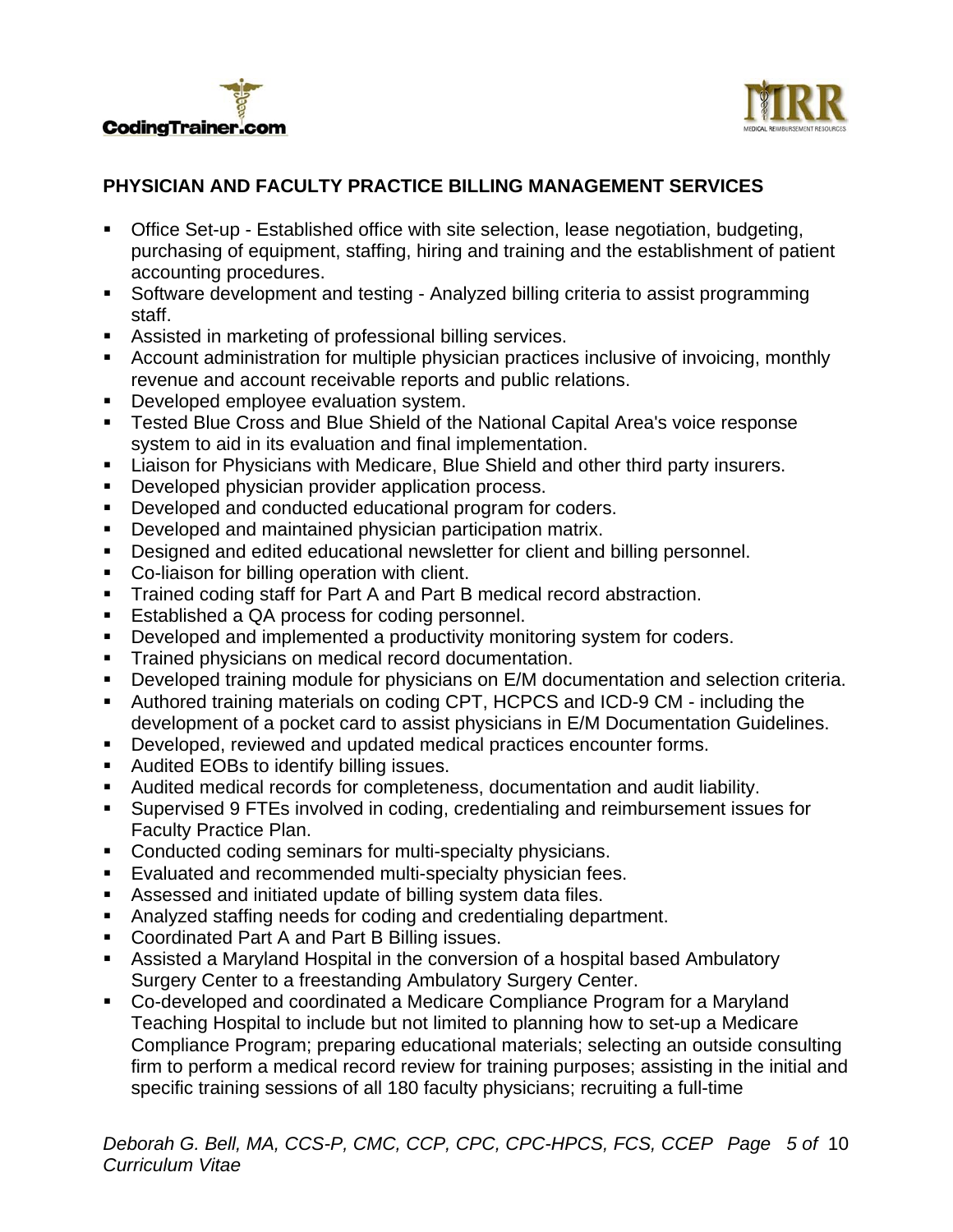## PHYSICIAN AND FACULTY PRACTICE BILLING MANAGEMENT SERVICES

- Office Set-up - Established office with site selection, lease negotiation, budgeting, purchasing of equipment, staffing, hiring and training and the establishment of patient accounting procedures.
- Software development and testing - Analyzed billing criteria to assist programming staff.
- Assisted in marketing of professional billing services.
- Account administration for multiple physician practices inclusive of invoicing, monthly revenue and account receivable reports and public relations.
- Developed employee evaluation system.
- Tested Blue Cross and Blue Shield of the National Capital Area's voice response system to aid in its evaluation and final implementation.
- Liaison for Physicians with Medicare, Blue Shield and other third party insurers.
- Developed physician provider application process.
- Developed and conducted educational program for coders.
- Developed and maintained physician participation matrix.
- Designed and edited educational newsletter for client and billing personnel.
- Co-liaison for billing operation with client.
- Trained coding staff for Part A and Part B medical record abstraction.
- Established a QA process for coding personnel.
- Developed and implemented a productivity monitoring system for coders.
- Trained physicians on medical record documentation.
- Developed training module for physicians on E/M documentation and selection criteria.
- Authored training materials on coding CPT, HCPCS and ICD-9 CM - including the development of a pocket card to assist physicians in E/M Documentation Guidelines.
- Developed, reviewed and updated medical practices encounter forms.
- Audited EOBs to identify billing issues.
- Audited medical records for completeness, documentation and audit liability.
- Supervised 9 FTEs involved in coding, credentialing and reimbursement issues for Faculty Practice Plan.
- Conducted coding seminars for multi-specialty physicians.
- Evaluated and recommended multi-specialty physician fees.
- Assessed and initiated update of billing system data files.
- Analyzed staffing needs for coding and credentialing department.
- Coordinated Part A and Part B Billing issues.
- Assisted a Maryland Hospital in the conversion of a hospital based Ambulatory Surgery Center to a freestanding Ambulatory Surgery Center.
- Co-developed and coordinated a Medicare Compliance Program for a Maryland Teaching Hospital to include but not limited to planning how to set-up a Medicare Compliance Program; preparing educational materials; selecting an outside consulting firm to perform a medical record review for training purposes; assisting in the initial and specific training sessions of all 180 faculty physicians; recruiting a full-time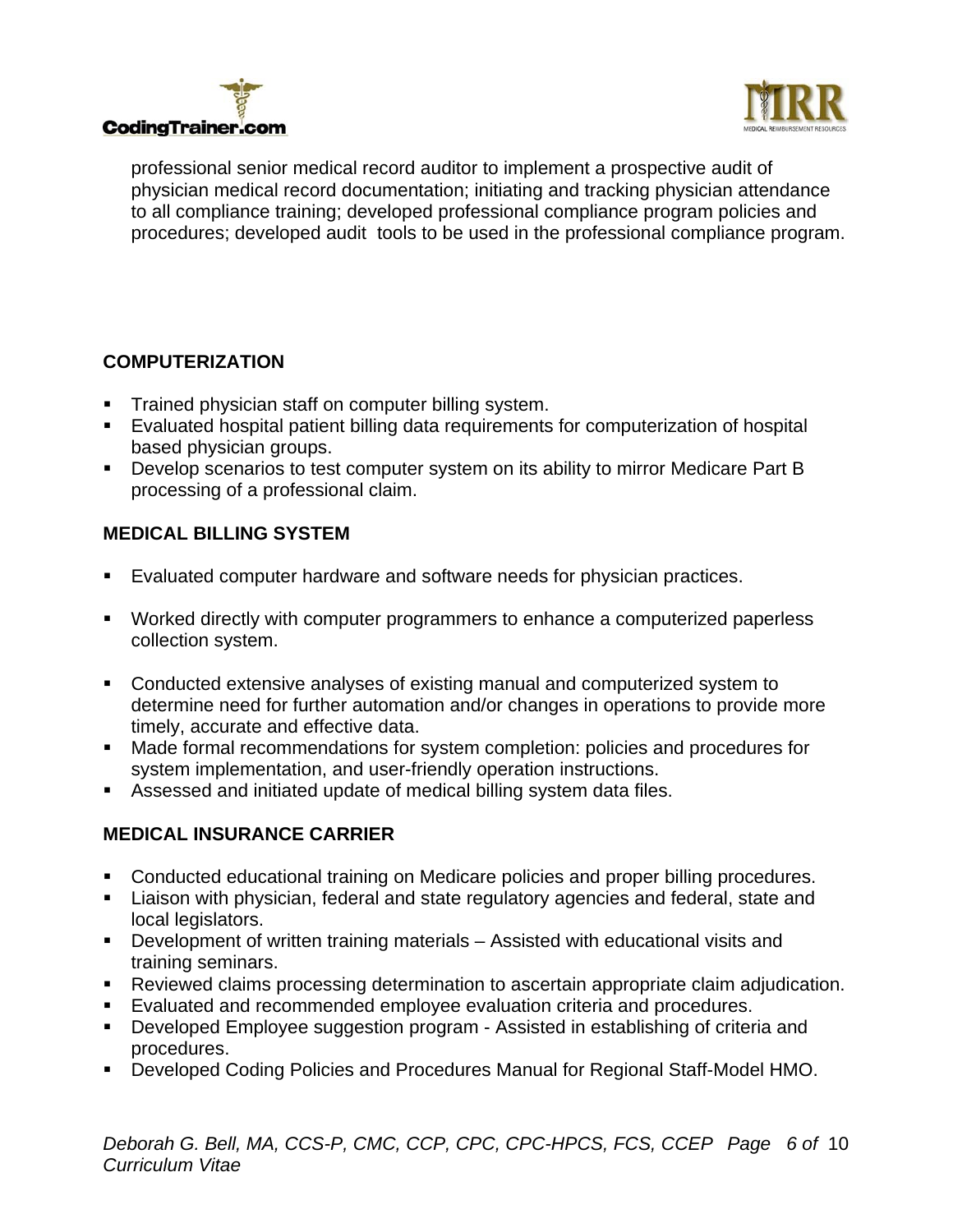professional senior medical record auditor to implement a prospective audit of physician medical record documentation; initiating and tracking physician attendance to all compliance training; developed professional compliance program policies and procedures; developed audit tools to be used in the professional compliance program.

**COMPUTERIZATION**

- Trained physician staff on computer billing system.
- Evaluated hospital patient billing data requirements for computerization of hospital based physician groups.
- Develop scenarios to test computer system on its ability to mirror Medicare Part B processing of a professional claim.

**MEDICAL BILLING SYSTEM**

- Evaluated computer hardware and software needs for physician practices.
- Worked directly with computer programmers to enhance a computerized paperless collection system.
- Conducted extensive analyses of existing manual and computerized system to determine need for further automation and/or changes in operations to provide more timely, accurate and effective data.
- Made formal recommendations for system completion: policies and procedures for system implementation, and user-friendly operation instructions.
- Assessed and initiated update of medical billing system data files.

**MEDICAL INSURANCE CARRIER**

- Conducted educational training on Medicare policies and proper billing procedures.
- Liaison with physician, federal and state regulatory agencies and federal, state and local legislators.
- Development of written training materials – Assisted with educational visits and training seminars.
- Reviewed claims processing determination to ascertain appropriate claim adjudication.
- Evaluated and recommended employee evaluation criteria and procedures.
- Developed Employee suggestion program - Assisted in establishing of criteria and procedures.
- Developed Coding Policies and Procedures Manual for Regional Staff-Model HMO.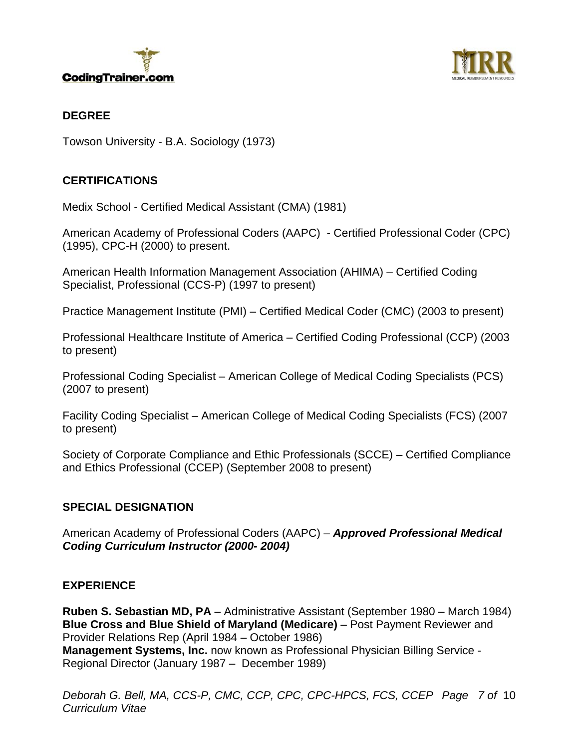## DEGREE

Towson University - B.A. Sociology (1973)

## CERTIFICATIONS

Medix School - Certified Medical Assistant (CMA) (1981)

American Academy of Professional Coders (AAPC) - Certified Professional Coder (CPC) (1995), CPC-H (2000) to present.

American Health Information Management Association (AHIMA) – Certified Coding Specialist, Professional (CCS-P) (1997 to present)

Practice Management Institute (PMI) – Certified Medical Coder (CMC) (2003 to present)

Professional Healthcare Institute of America – Certified Coding Professional (CCP) (2003 to present)

Professional Coding Specialist – American College of Medical Coding Specialists (PCS) (2007 to present)

Facility Coding Specialist – American College of Medical Coding Specialists (FCS) (2007 to present)

Society of Corporate Compliance and Ethic Professionals (SCCE) – Certified Compliance and Ethics Professional (CCEP) (September 2008 to present)

## SPECIAL DESIGNATION

American Academy of Professional Coders (AAPC) – ***Approved Professional Medical Coding Curriculum Instructor (2000- 2004)***

## EXPERIENCE

**Ruben S. Sebastian MD, PA** – Administrative Assistant (September 1980 – March 1984)
**Blue Cross and Blue Shield of Maryland (Medicare)** – Post Payment Reviewer and Provider Relations Rep (April 1984 – October 1986)
**Management Systems, Inc.** now known as Professional Physician Billing Service - Regional Director (January 1987 – December 1989)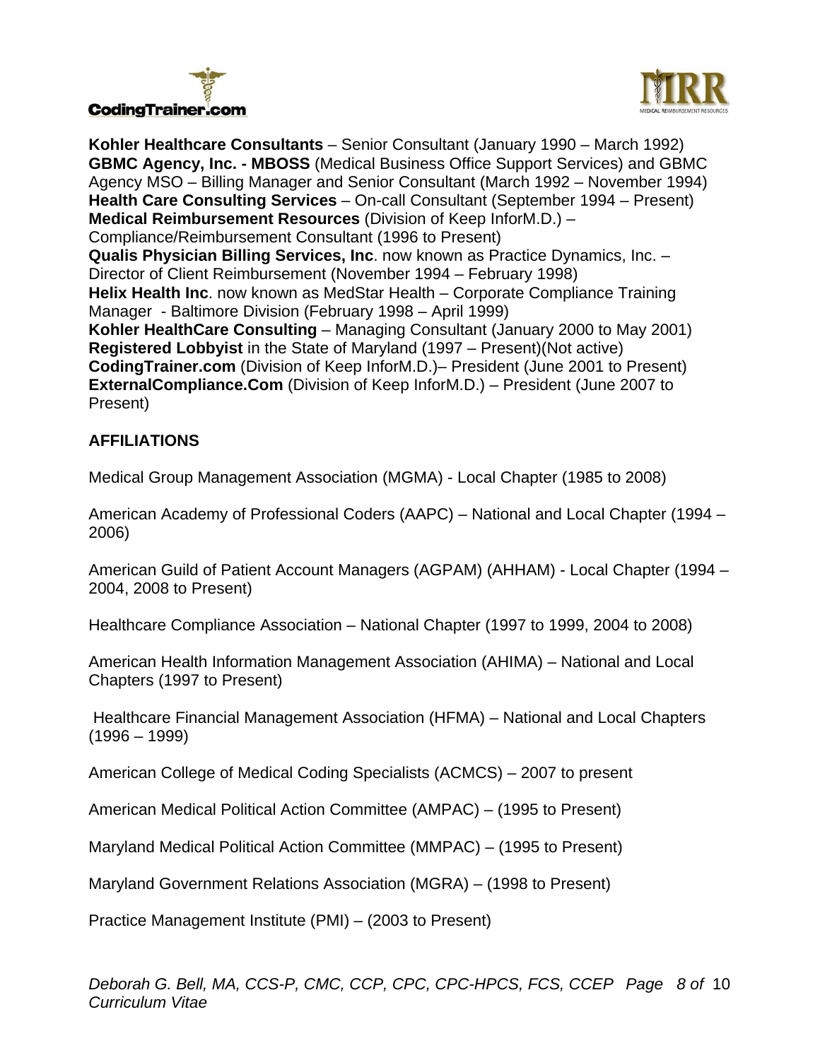**Kohler Healthcare Consultants** – Senior Consultant (January 1990 – March 1992)
**GBMC Agency, Inc. - MBOSS** (Medical Business Office Support Services) and GBMC Agency MSO – Billing Manager and Senior Consultant (March 1992 – November 1994)
**Health Care Consulting Services** – On-call Consultant (September 1994 – Present)
**Medical Reimbursement Resources** (Division of Keep InforM.D.) – Compliance/Reimbursement Consultant (1996 to Present)
**Qualis Physician Billing Services, Inc**. now known as Practice Dynamics, Inc. – Director of Client Reimbursement (November 1994 – February 1998)
**Helix Health Inc**. now known as MedStar Health – Corporate Compliance Training Manager - Baltimore Division (February 1998 – April 1999)
**Kohler HealthCare Consulting** – Managing Consultant (January 2000 to May 2001)
**Registered Lobbyist** in the State of Maryland (1997 – Present)(Not active)
**CodingTrainer.com** (Division of Keep InforM.D.)– President (June 2001 to Present)
**ExternalCompliance.Com** (Division of Keep InforM.D.) – President (June 2007 to Present)

## AFFILIATIONS

Medical Group Management Association (MGMA) - Local Chapter (1985 to 2008)

American Academy of Professional Coders (AAPC) – National and Local Chapter (1994 – 2006)

American Guild of Patient Account Managers (AGPAM) (AHHAM) - Local Chapter (1994 – 2004, 2008 to Present)

Healthcare Compliance Association – National Chapter (1997 to 1999, 2004 to 2008)

American Health Information Management Association (AHIMA) – National and Local Chapters (1997 to Present)

Healthcare Financial Management Association (HFMA) – National and Local Chapters (1996 – 1999)

American College of Medical Coding Specialists (ACMCS) – 2007 to present

American Medical Political Action Committee (AMPAC) – (1995 to Present)

Maryland Medical Political Action Committee (MMPAC) – (1995 to Present)

Maryland Government Relations Association (MGRA) – (1998 to Present)

Practice Management Institute (PMI) – (2003 to Present)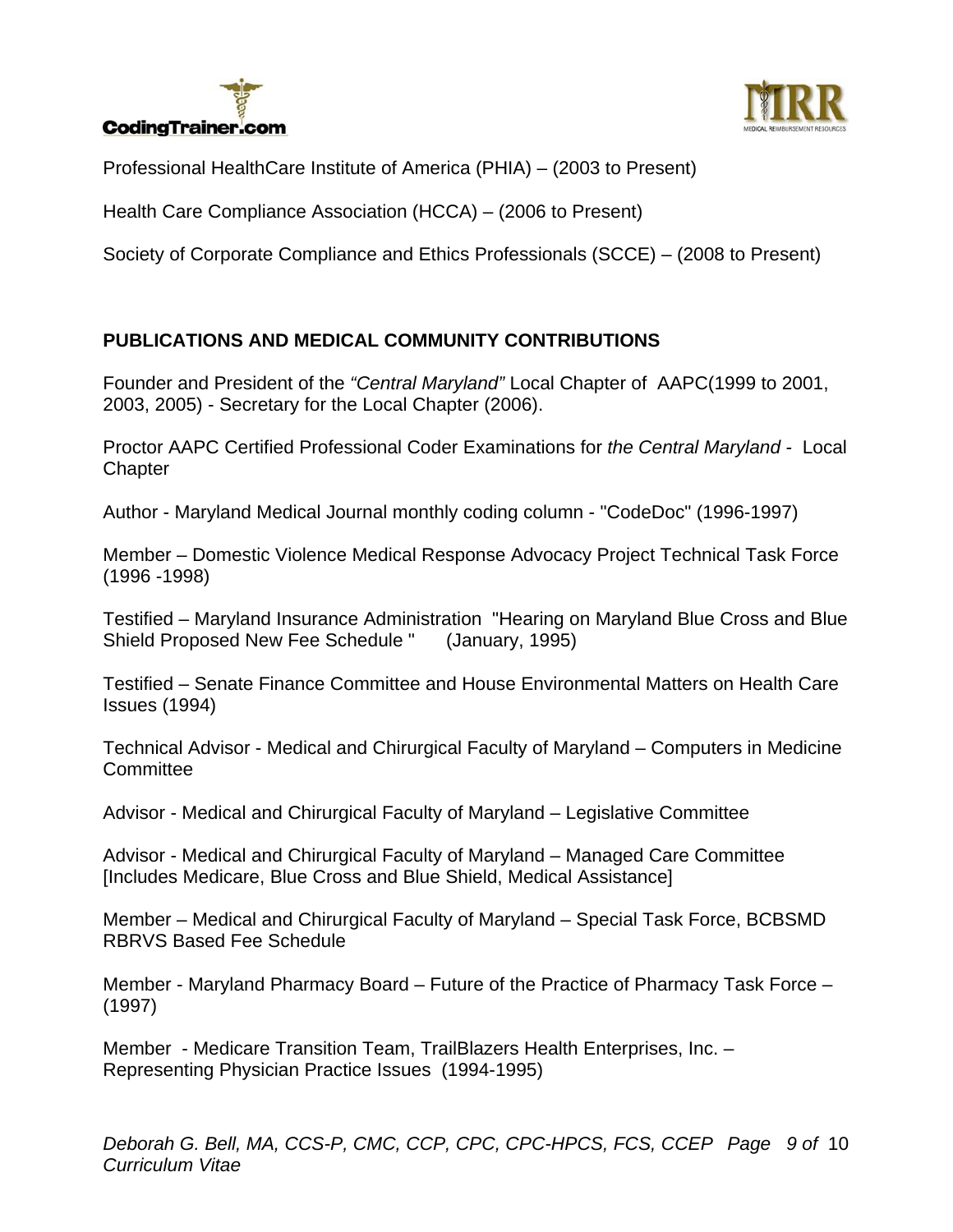Professional HealthCare Institute of America (PHIA) – (2003 to Present)

Health Care Compliance Association (HCCA) – (2006 to Present)

Society of Corporate Compliance and Ethics Professionals (SCCE) – (2008 to Present)

## PUBLICATIONS AND MEDICAL COMMUNITY CONTRIBUTIONS

Founder and President of the *"Central Maryland"* Local Chapter of AAPC(1999 to 2001, 2003, 2005) - Secretary for the Local Chapter (2006).

Proctor AAPC Certified Professional Coder Examinations for *the Central Maryland* - Local Chapter

Author - Maryland Medical Journal monthly coding column - "CodeDoc" (1996-1997)

Member – Domestic Violence Medical Response Advocacy Project Technical Task Force (1996 -1998)

Testified – Maryland Insurance Administration "Hearing on Maryland Blue Cross and Blue Shield Proposed New Fee Schedule " (January, 1995)

Testified – Senate Finance Committee and House Environmental Matters on Health Care Issues (1994)

Technical Advisor - Medical and Chirurgical Faculty of Maryland – Computers in Medicine Committee

Advisor - Medical and Chirurgical Faculty of Maryland – Legislative Committee

Advisor - Medical and Chirurgical Faculty of Maryland – Managed Care Committee [Includes Medicare, Blue Cross and Blue Shield, Medical Assistance]

Member – Medical and Chirurgical Faculty of Maryland – Special Task Force, BCBSMD RBRVS Based Fee Schedule

Member - Maryland Pharmacy Board – Future of the Practice of Pharmacy Task Force – (1997)

Member - Medicare Transition Team, TrailBlazers Health Enterprises, Inc. – Representing Physician Practice Issues (1994-1995)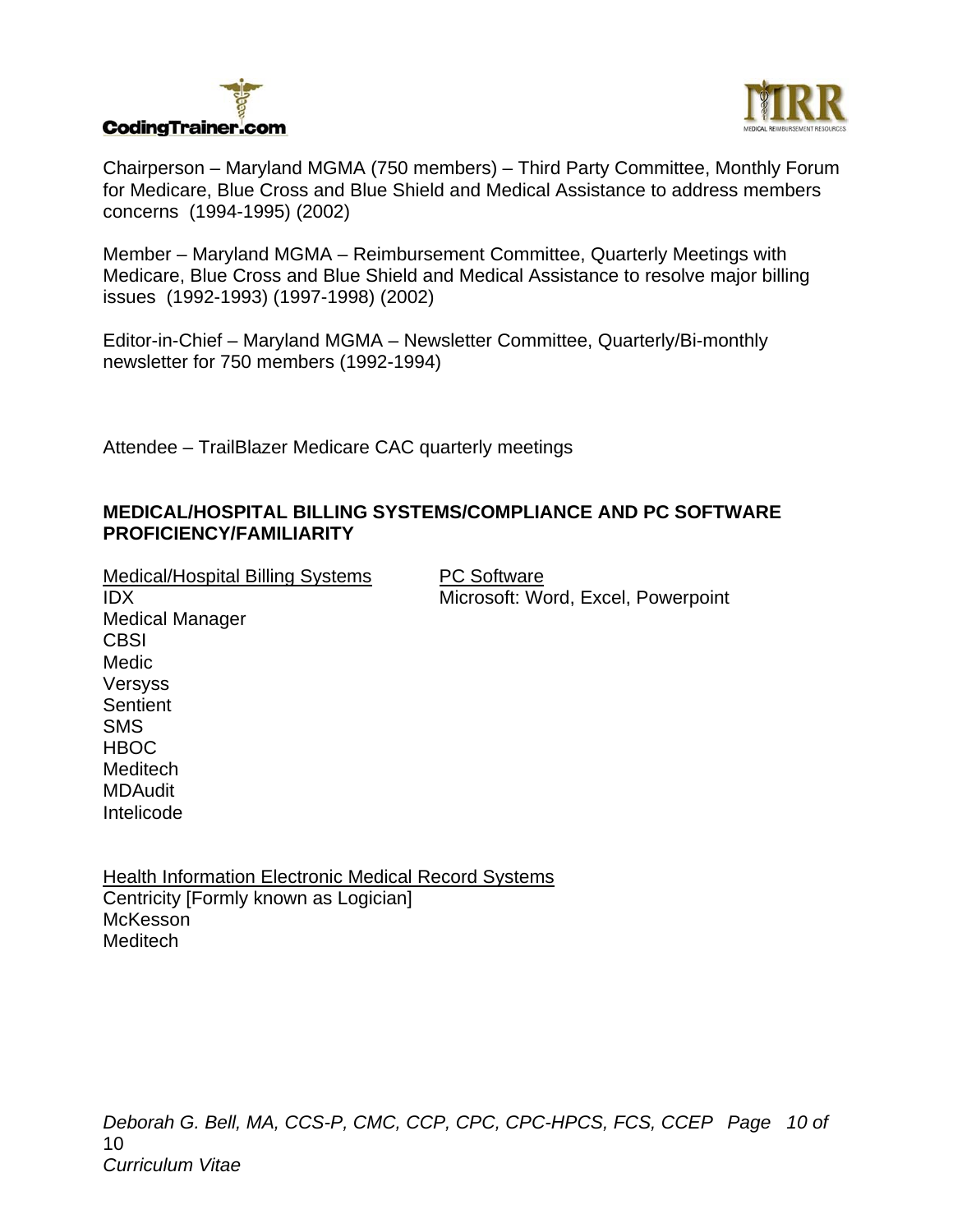Chairperson – Maryland MGMA (750 members) – Third Party Committee, Monthly Forum for Medicare, Blue Cross and Blue Shield and Medical Assistance to address members concerns (1994-1995) (2002)

Member – Maryland MGMA – Reimbursement Committee, Quarterly Meetings with Medicare, Blue Cross and Blue Shield and Medical Assistance to resolve major billing issues (1992-1993) (1997-1998) (2002)

Editor-in-Chief – Maryland MGMA – Newsletter Committee, Quarterly/Bi-monthly newsletter for 750 members (1992-1994)

Attendee – TrailBlazer Medicare CAC quarterly meetings

**MEDICAL/HOSPITAL BILLING SYSTEMS/COMPLIANCE AND PC SOFTWARE PROFICIENCY/FAMILIARITY**

Medical/Hospital Billing Systems

IDX
Medical Manager
CBSI
Medic
Versyss
Sentient
SMS
HBOC
Meditech
MDAudit
Intelicode

PC Software

Microsoft: Word, Excel, Powerpoint

Health Information Electronic Medical Record Systems

Centricity [Formly known as Logician]
McKesson
Meditech